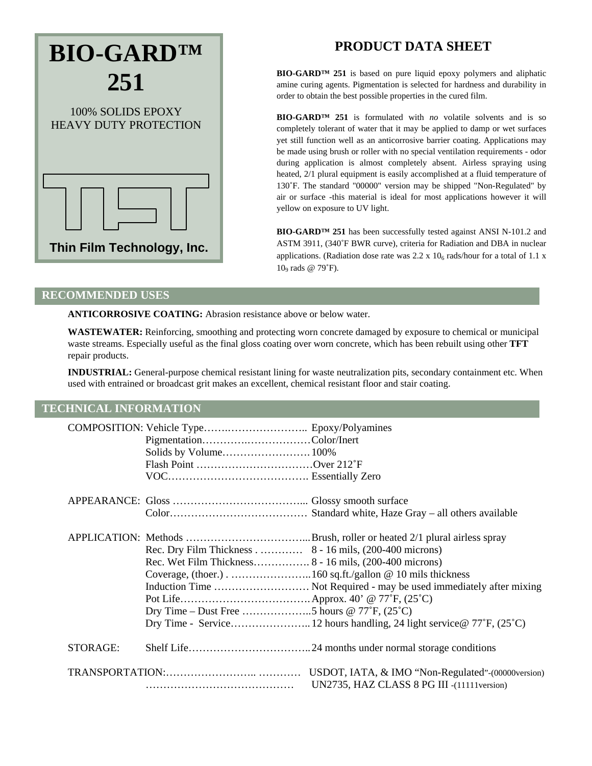# BIO-GARD™ 251

100% SOLIDS EPOXY
HEAVY DUTY PROTECTION

TFT

**Thin Film Technology, Inc.**

## PRODUCT DATA SHEET

**BIO-GARD™ 251** is based on pure liquid epoxy polymers and aliphatic amine curing agents. Pigmentation is selected for hardness and durability in order to obtain the best possible properties in the cured film.

**BIO-GARD™ 251** is formulated with *no* volatile solvents and is so completely tolerant of water that it may be applied to damp or wet surfaces yet still function well as an anticorrosive barrier coating. Applications may be made using brush or roller with no special ventilation requirements - odor during application is almost completely absent. Airless spraying using heated, 2/1 plural equipment is easily accomplished at a fluid temperature of 130˚F. The standard "00000" version may be shipped "Non-Regulated" by air or surface -this material is ideal for most applications however it will yellow on exposure to UV light.

**BIO-GARD™ 251** has been successfully tested against ANSI N-101.2 and ASTM 3911, (340˚F BWR curve), criteria for Radiation and DBA in nuclear applications. (Radiation dose rate was 2.2 x $10_6$ rads/hour for a total of 1.1 x $10_9$ rads @ 79˚F).

## RECOMMENDED USES

**ANTICORROSIVE COATING:** Abrasion resistance above or below water.

**WASTEWATER:** Reinforcing, smoothing and protecting worn concrete damaged by exposure to chemical or municipal waste streams. Especially useful as the final gloss coating over worn concrete, which has been rebuilt using other **TFT** repair products.

**INDUSTRIAL:** General-purpose chemical resistant lining for waste neutralization pits, secondary containment etc. When used with entrained or broadcast grit makes an excellent, chemical resistant floor and stair coating.

## TECHNICAL INFORMATION

| | | |
|---|---|---|
| COMPOSITION: | Vehicle Type | Epoxy/Polyamines |
| | Pigmentation | Color/Inert |
| | Solids by Volume | 100% |
| | Flash Point | Over 212˚F |
| | VOC | Essentially Zero |
| APPEARANCE: | Gloss | Glossy smooth surface |
| | Color | Standard white, Haze Gray – all others available |
| APPLICATION: | Methods | Brush, roller or heated 2/1 plural airless spray |
| | Rec. Dry Film Thickness | 8 - 16 mils, (200-400 microns) |
| | Rec. Wet Film Thickness | 8 - 16 mils, (200-400 microns) |
| | Coverage, (thoer.) | 160 sq.ft./gallon @ 10 mils thickness |
| | Induction Time | Not Required - may be used immediately after mixing |
| | Pot Life | Approx. 40' @ 77˚F, (25˚C) |
| | Dry Time – Dust Free | 5 hours @ 77˚F, (25˚C) |
| | Dry Time - Service | 12 hours handling, 24 light service@ 77˚F, (25˚C) |
| STORAGE: | Shelf Life | 24 months under normal storage conditions |
| TRANSPORTATION: | | USDOT, IATA, & IMO "Non-Regulated"-(00000version) |
| | | UN2735, HAZ CLASS 8 PG III -(11111version) |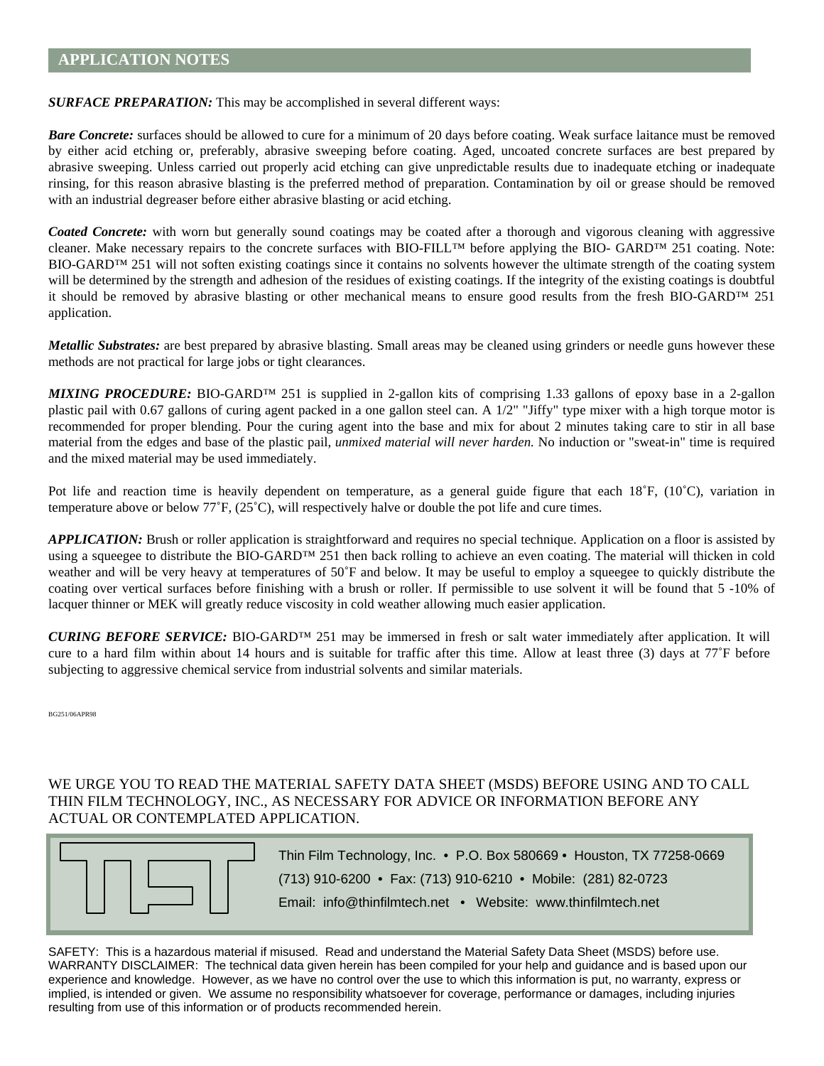## APPLICATION NOTES

***SURFACE PREPARATION:*** This may be accomplished in several different ways:

***Bare Concrete:*** surfaces should be allowed to cure for a minimum of 20 days before coating. Weak surface laitance must be removed by either acid etching or, preferably, abrasive sweeping before coating. Aged, uncoated concrete surfaces are best prepared by abrasive sweeping. Unless carried out properly acid etching can give unpredictable results due to inadequate etching or inadequate rinsing, for this reason abrasive blasting is the preferred method of preparation. Contamination by oil or grease should be removed with an industrial degreaser before either abrasive blasting or acid etching.

***Coated Concrete:*** with worn but generally sound coatings may be coated after a thorough and vigorous cleaning with aggressive cleaner. Make necessary repairs to the concrete surfaces with BIO-FILL™ before applying the BIO- GARD™ 251 coating. Note: BIO-GARD™ 251 will not soften existing coatings since it contains no solvents however the ultimate strength of the coating system will be determined by the strength and adhesion of the residues of existing coatings. If the integrity of the existing coatings is doubtful it should be removed by abrasive blasting or other mechanical means to ensure good results from the fresh BIO-GARD™ 251 application.

***Metallic Substrates:*** are best prepared by abrasive blasting. Small areas may be cleaned using grinders or needle guns however these methods are not practical for large jobs or tight clearances.

***MIXING PROCEDURE:*** BIO-GARD™ 251 is supplied in 2-gallon kits of comprising 1.33 gallons of epoxy base in a 2-gallon plastic pail with 0.67 gallons of curing agent packed in a one gallon steel can. A 1/2" "Jiffy" type mixer with a high torque motor is recommended for proper blending. Pour the curing agent into the base and mix for about 2 minutes taking care to stir in all base material from the edges and base of the plastic pail, *unmixed material will never harden.* No induction or "sweat-in" time is required and the mixed material may be used immediately.

Pot life and reaction time is heavily dependent on temperature, as a general guide figure that each 18˚F, (10˚C), variation in temperature above or below 77˚F, (25˚C), will respectively halve or double the pot life and cure times.

***APPLICATION:*** Brush or roller application is straightforward and requires no special technique. Application on a floor is assisted by using a squeegee to distribute the BIO-GARD™ 251 then back rolling to achieve an even coating. The material will thicken in cold weather and will be very heavy at temperatures of 50˚F and below. It may be useful to employ a squeegee to quickly distribute the coating over vertical surfaces before finishing with a brush or roller. If permissible to use solvent it will be found that 5 -10% of lacquer thinner or MEK will greatly reduce viscosity in cold weather allowing much easier application.

***CURING BEFORE SERVICE:*** BIO-GARD™ 251 may be immersed in fresh or salt water immediately after application. It will cure to a hard film within about 14 hours and is suitable for traffic after this time. Allow at least three (3) days at 77˚F before subjecting to aggressive chemical service from industrial solvents and similar materials.

BG251/06APR98

WE URGE YOU TO READ THE MATERIAL SAFETY DATA SHEET (MSDS) BEFORE USING AND TO CALL THIN FILM TECHNOLOGY, INC., AS NECESSARY FOR ADVICE OR INFORMATION BEFORE ANY ACTUAL OR CONTEMPLATED APPLICATION.

TFT

Thin Film Technology, Inc. • P.O. Box 580669 • Houston, TX 77258-0669
(713) 910-6200 • Fax: (713) 910-6210 • Mobile: (281) 82-0723
Email: info@thinfilmtech.net • Website: www.thinfilmtech.net

SAFETY: This is a hazardous material if misused. Read and understand the Material Safety Data Sheet (MSDS) before use.
WARRANTY DISCLAIMER: The technical data given herein has been compiled for your help and guidance and is based upon our experience and knowledge. However, as we have no control over the use to which this information is put, no warranty, express or implied, is intended or given. We assume no responsibility whatsoever for coverage, performance or damages, including injuries resulting from use of this information or of products recommended herein.